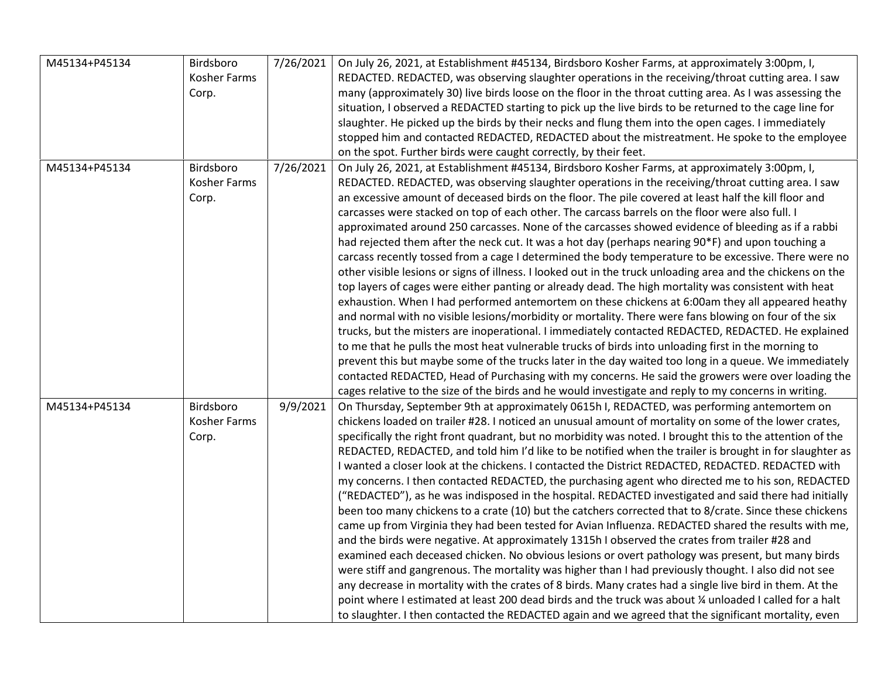| | | | |
|---|---|---|---|
| M45134+P45134 | Birdsboro Kosher Farms Corp. | 7/26/2021 | On July 26, 2021, at Establishment #45134, Birdsboro Kosher Farms, at approximately 3:00pm, I, REDACTED. REDACTED, was observing slaughter operations in the receiving/throat cutting area. I saw many (approximately 30) live birds loose on the floor in the throat cutting area. As I was assessing the situation, I observed a REDACTED starting to pick up the live birds to be returned to the cage line for slaughter. He picked up the birds by their necks and flung them into the open cages. I immediately stopped him and contacted REDACTED, REDACTED about the mistreatment. He spoke to the employee on the spot. Further birds were caught correctly, by their feet. |
| M45134+P45134 | Birdsboro Kosher Farms Corp. | 7/26/2021 | On July 26, 2021, at Establishment #45134, Birdsboro Kosher Farms, at approximately 3:00pm, I, REDACTED. REDACTED, was observing slaughter operations in the receiving/throat cutting area. I saw an excessive amount of deceased birds on the floor. The pile covered at least half the kill floor and carcasses were stacked on top of each other. The carcass barrels on the floor were also full. I approximated around 250 carcasses. None of the carcasses showed evidence of bleeding as if a rabbi had rejected them after the neck cut. It was a hot day (perhaps nearing 90*F) and upon touching a carcass recently tossed from a cage I determined the body temperature to be excessive. There were no other visible lesions or signs of illness. I looked out in the truck unloading area and the chickens on the top layers of cages were either panting or already dead. The high mortality was consistent with heat exhaustion. When I had performed antemortem on these chickens at 6:00am they all appeared heathy and normal with no visible lesions/morbidity or mortality. There were fans blowing on four of the six trucks, but the misters are inoperational. I immediately contacted REDACTED, REDACTED. He explained to me that he pulls the most heat vulnerable trucks of birds into unloading first in the morning to prevent this but maybe some of the trucks later in the day waited too long in a queue. We immediately contacted REDACTED, Head of Purchasing with my concerns. He said the growers were over loading the cages relative to the size of the birds and he would investigate and reply to my concerns in writing. |
| M45134+P45134 | Birdsboro Kosher Farms Corp. | 9/9/2021 | On Thursday, September 9th at approximately 0615h I, REDACTED, was performing antemortem on chickens loaded on trailer #28. I noticed an unusual amount of mortality on some of the lower crates, specifically the right front quadrant, but no morbidity was noted. I brought this to the attention of the REDACTED, REDACTED, and told him I'd like to be notified when the trailer is brought in for slaughter as I wanted a closer look at the chickens. I contacted the District REDACTED, REDACTED. REDACTED with my concerns. I then contacted REDACTED, the purchasing agent who directed me to his son, REDACTED ("REDACTED"), as he was indisposed in the hospital. REDACTED investigated and said there had initially been too many chickens to a crate (10) but the catchers corrected that to 8/crate. Since these chickens came up from Virginia they had been tested for Avian Influenza. REDACTED shared the results with me, and the birds were negative. At approximately 1315h I observed the crates from trailer #28 and examined each deceased chicken. No obvious lesions or overt pathology was present, but many birds were stiff and gangrenous. The mortality was higher than I had previously thought. I also did not see any decrease in mortality with the crates of 8 birds. Many crates had a single live bird in them. At the point where I estimated at least 200 dead birds and the truck was about ¼ unloaded I called for a halt to slaughter. I then contacted the REDACTED again and we agreed that the significant mortality, even |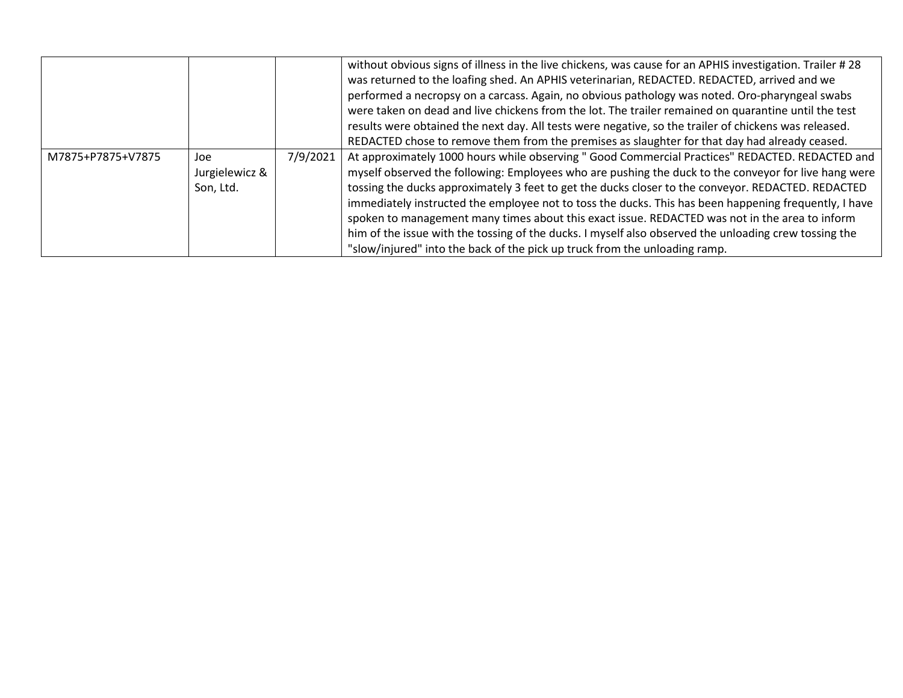| | | | |
|---|---|---|---|
| | | | without obvious signs of illness in the live chickens, was cause for an APHIS investigation. Trailer # 28 was returned to the loafing shed. An APHIS veterinarian, REDACTED. REDACTED, arrived and we performed a necropsy on a carcass. Again, no obvious pathology was noted. Oro-pharyngeal swabs were taken on dead and live chickens from the lot. The trailer remained on quarantine until the test results were obtained the next day. All tests were negative, so the trailer of chickens was released. REDACTED chose to remove them from the premises as slaughter for that day had already ceased. |
| M7875+P7875+V7875 | Joe Jurgielewicz & Son, Ltd. | 7/9/2021 | At approximately 1000 hours while observing " Good Commercial Practices" REDACTED. REDACTED and myself observed the following: Employees who are pushing the duck to the conveyor for live hang were tossing the ducks approximately 3 feet to get the ducks closer to the conveyor. REDACTED. REDACTED immediately instructed the employee not to toss the ducks. This has been happening frequently, I have spoken to management many times about this exact issue. REDACTED was not in the area to inform him of the issue with the tossing of the ducks. I myself also observed the unloading crew tossing the "slow/injured" into the back of the pick up truck from the unloading ramp. |